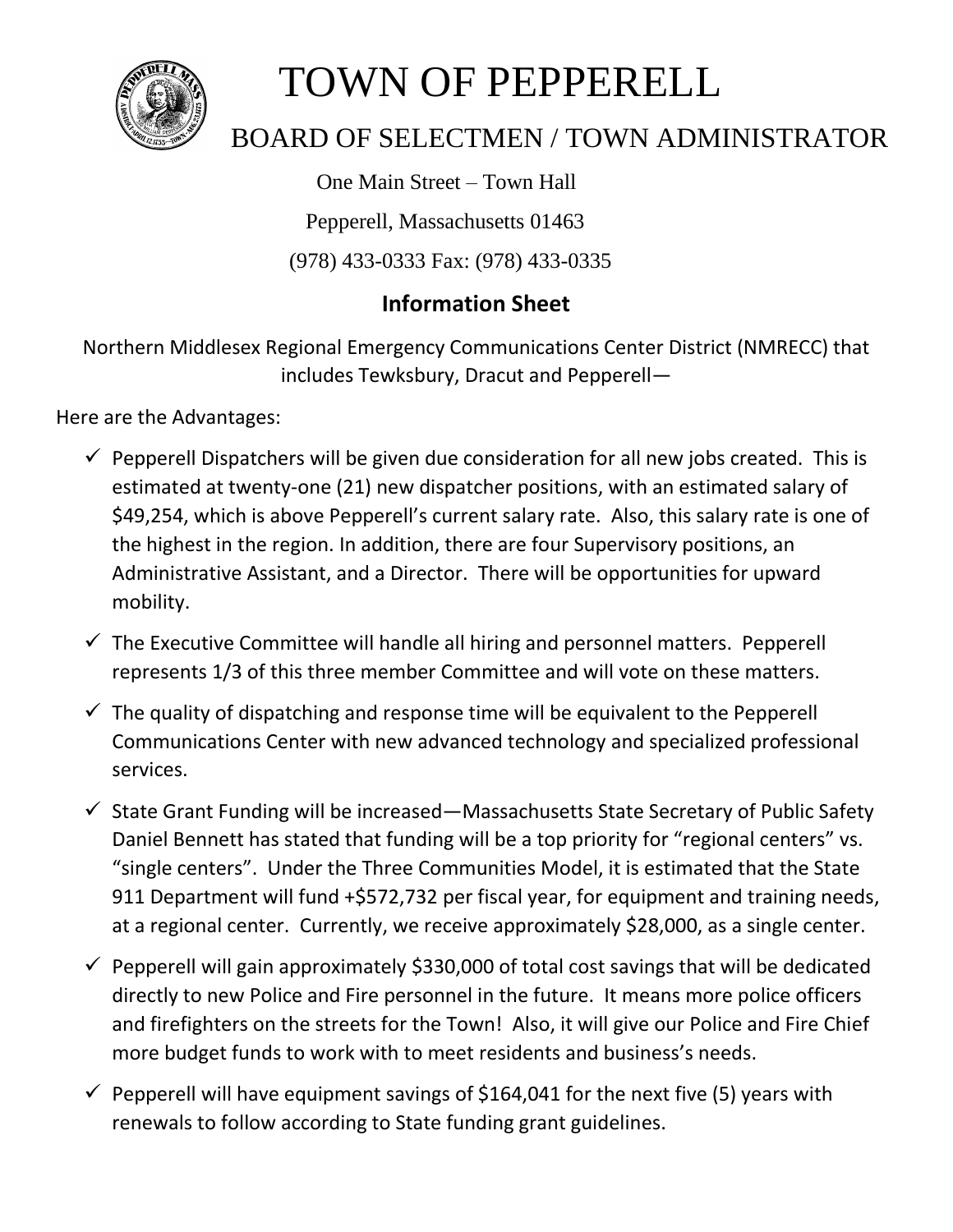# TOWN OF PEPPERELL

## BOARD OF SELECTMEN / TOWN ADMINISTRATOR

One Main Street – Town Hall

Pepperell, Massachusetts 01463

(978) 433-0333 Fax: (978) 433-0335

### Information Sheet

Northern Middlesex Regional Emergency Communications Center District (NMRECC) that includes Tewksbury, Dracut and Pepperell—

Here are the Advantages:

- ✓ Pepperell Dispatchers will be given due consideration for all new jobs created. This is estimated at twenty-one (21) new dispatcher positions, with an estimated salary of $49,254, which is above Pepperell's current salary rate. Also, this salary rate is one of the highest in the region. In addition, there are four Supervisory positions, an Administrative Assistant, and a Director. There will be opportunities for upward mobility.
- ✓ The Executive Committee will handle all hiring and personnel matters. Pepperell represents 1/3 of this three member Committee and will vote on these matters.
- ✓ The quality of dispatching and response time will be equivalent to the Pepperell Communications Center with new advanced technology and specialized professional services.
- ✓ State Grant Funding will be increased—Massachusetts State Secretary of Public Safety Daniel Bennett has stated that funding will be a top priority for "regional centers" vs. "single centers". Under the Three Communities Model, it is estimated that the State 911 Department will fund +$572,732 per fiscal year, for equipment and training needs, at a regional center. Currently, we receive approximately $28,000, as a single center.
- ✓ Pepperell will gain approximately $330,000 of total cost savings that will be dedicated directly to new Police and Fire personnel in the future. It means more police officers and firefighters on the streets for the Town! Also, it will give our Police and Fire Chief more budget funds to work with to meet residents and business's needs.
- ✓ Pepperell will have equipment savings of $164,041 for the next five (5) years with renewals to follow according to State funding grant guidelines.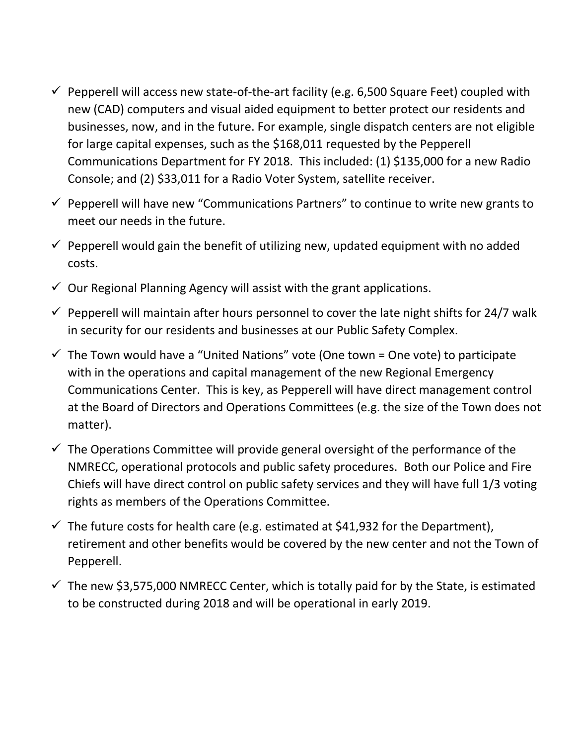- ✓ Pepperell will access new state-of-the-art facility (e.g. 6,500 Square Feet) coupled with new (CAD) computers and visual aided equipment to better protect our residents and businesses, now, and in the future. For example, single dispatch centers are not eligible for large capital expenses, such as the $168,011 requested by the Pepperell Communications Department for FY 2018. This included: (1) $135,000 for a new Radio Console; and (2) $33,011 for a Radio Voter System, satellite receiver.
- ✓ Pepperell will have new "Communications Partners" to continue to write new grants to meet our needs in the future.
- ✓ Pepperell would gain the benefit of utilizing new, updated equipment with no added costs.
- ✓ Our Regional Planning Agency will assist with the grant applications.
- ✓ Pepperell will maintain after hours personnel to cover the late night shifts for 24/7 walk in security for our residents and businesses at our Public Safety Complex.
- ✓ The Town would have a "United Nations" vote (One town = One vote) to participate with in the operations and capital management of the new Regional Emergency Communications Center. This is key, as Pepperell will have direct management control at the Board of Directors and Operations Committees (e.g. the size of the Town does not matter).
- ✓ The Operations Committee will provide general oversight of the performance of the NMRECC, operational protocols and public safety procedures. Both our Police and Fire Chiefs will have direct control on public safety services and they will have full 1/3 voting rights as members of the Operations Committee.
- ✓ The future costs for health care (e.g. estimated at $41,932 for the Department), retirement and other benefits would be covered by the new center and not the Town of Pepperell.
- ✓ The new $3,575,000 NMRECC Center, which is totally paid for by the State, is estimated to be constructed during 2018 and will be operational in early 2019.